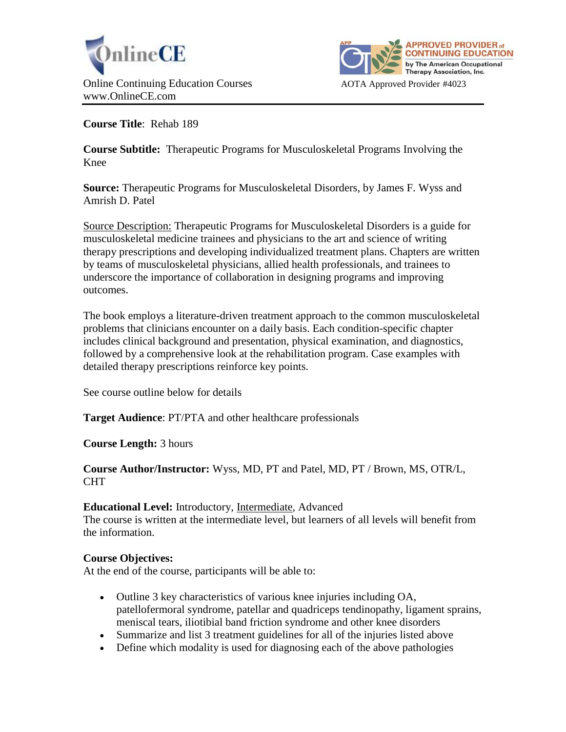OnlineCE

Online Continuing Education Courses
www.OnlineCE.com

APPROVED PROVIDER of CONTINUING EDUCATION by The American Occupational Therapy Association, Inc.

AOTA Approved Provider #4023

---

**Course Title**: Rehab 189

**Course Subtitle:** Therapeutic Programs for Musculoskeletal Programs Involving the Knee

**Source:** Therapeutic Programs for Musculoskeletal Disorders, by James F. Wyss and Amrish D. Patel

Source Description: Therapeutic Programs for Musculoskeletal Disorders is a guide for musculoskeletal medicine trainees and physicians to the art and science of writing therapy prescriptions and developing individualized treatment plans. Chapters are written by teams of musculoskeletal physicians, allied health professionals, and trainees to underscore the importance of collaboration in designing programs and improving outcomes.

The book employs a literature-driven treatment approach to the common musculoskeletal problems that clinicians encounter on a daily basis. Each condition-specific chapter includes clinical background and presentation, physical examination, and diagnostics, followed by a comprehensive look at the rehabilitation program. Case examples with detailed therapy prescriptions reinforce key points.

See course outline below for details

**Target Audience**: PT/PTA and other healthcare professionals

**Course Length:** 3 hours

**Course Author/Instructor:** Wyss, MD, PT and Patel, MD, PT / Brown, MS, OTR/L, CHT

**Educational Level:** Introductory, Intermediate, Advanced
The course is written at the intermediate level, but learners of all levels will benefit from the information.

**Course Objectives:**
At the end of the course, participants will be able to:

- Outline 3 key characteristics of various knee injuries including OA, patellofermoral syndrome, patellar and quadriceps tendinopathy, ligament sprains, meniscal tears, iliotibial band friction syndrome and other knee disorders
- Summarize and list 3 treatment guidelines for all of the injuries listed above
- Define which modality is used for diagnosing each of the above pathologies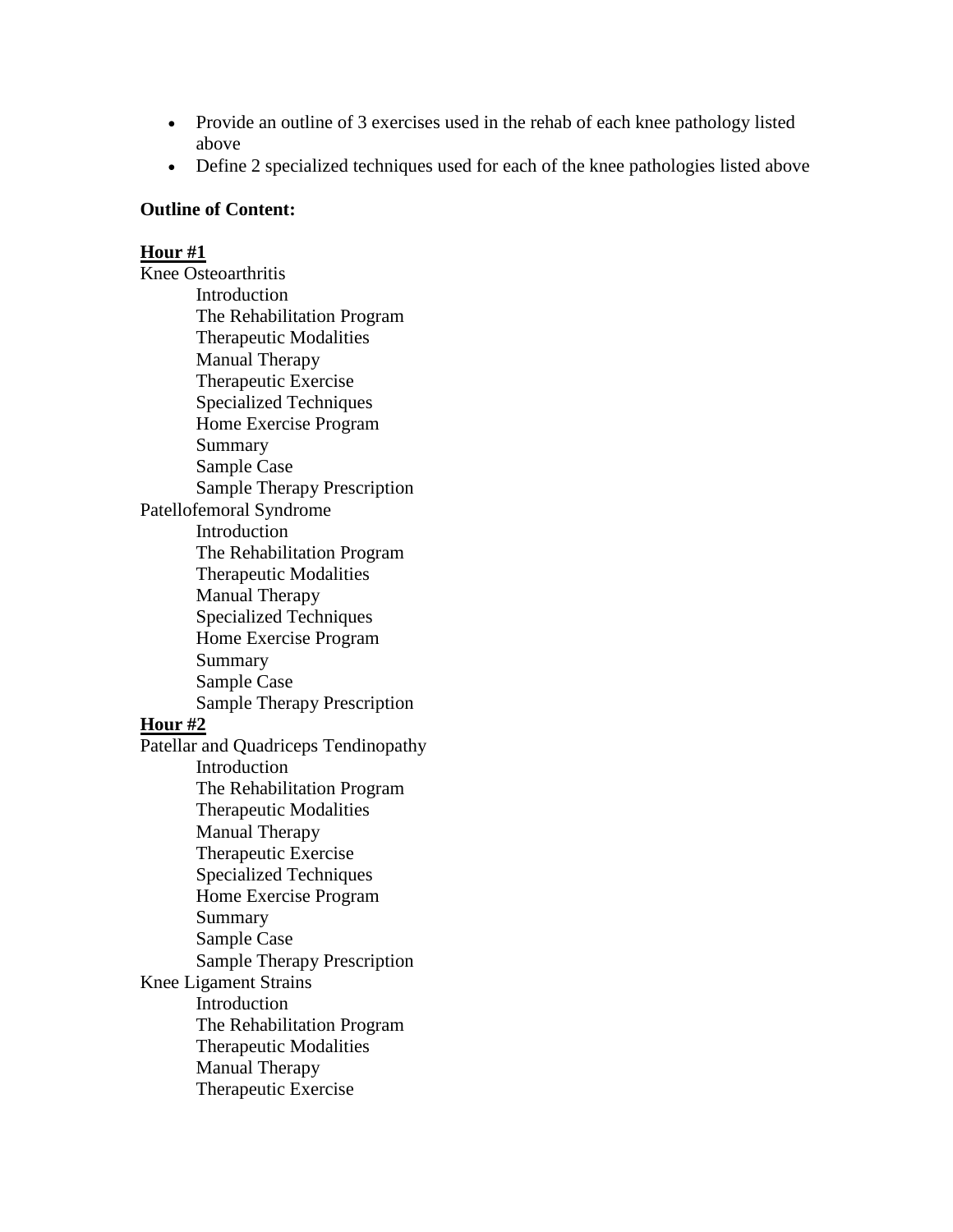- Provide an outline of 3 exercises used in the rehab of each knee pathology listed above
- Define 2 specialized techniques used for each of the knee pathologies listed above

**Outline of Content:**

**<u>Hour #1</u>**

Knee Osteoarthritis
- Introduction
- The Rehabilitation Program
- Therapeutic Modalities
- Manual Therapy
- Therapeutic Exercise
- Specialized Techniques
- Home Exercise Program
- Summary
- Sample Case
- Sample Therapy Prescription

Patellofemoral Syndrome
- Introduction
- The Rehabilitation Program
- Therapeutic Modalities
- Manual Therapy
- Specialized Techniques
- Home Exercise Program
- Summary
- Sample Case
- Sample Therapy Prescription

**<u>Hour #2</u>**

Patellar and Quadriceps Tendinopathy
- Introduction
- The Rehabilitation Program
- Therapeutic Modalities
- Manual Therapy
- Therapeutic Exercise
- Specialized Techniques
- Home Exercise Program
- Summary
- Sample Case
- Sample Therapy Prescription

Knee Ligament Strains
- Introduction
- The Rehabilitation Program
- Therapeutic Modalities
- Manual Therapy
- Therapeutic Exercise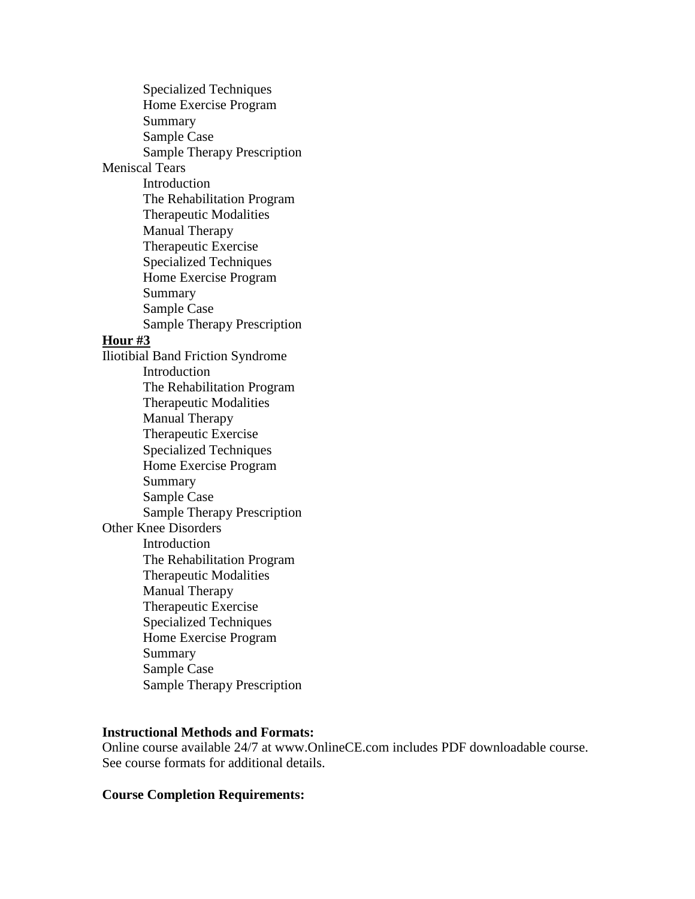- Specialized Techniques
- Home Exercise Program
- Summary
- Sample Case
- Sample Therapy Prescription

Meniscal Tears

- Introduction
- The Rehabilitation Program
- Therapeutic Modalities
- Manual Therapy
- Therapeutic Exercise
- Specialized Techniques
- Home Exercise Program
- Summary
- Sample Case
- Sample Therapy Prescription

**Hour #3**

Iliotibial Band Friction Syndrome

- Introduction
- The Rehabilitation Program
- Therapeutic Modalities
- Manual Therapy
- Therapeutic Exercise
- Specialized Techniques
- Home Exercise Program
- Summary
- Sample Case
- Sample Therapy Prescription

Other Knee Disorders

- Introduction
- The Rehabilitation Program
- Therapeutic Modalities
- Manual Therapy
- Therapeutic Exercise
- Specialized Techniques
- Home Exercise Program
- Summary
- Sample Case
- Sample Therapy Prescription

**Instructional Methods and Formats:**
Online course available 24/7 at www.OnlineCE.com includes PDF downloadable course. See course formats for additional details.

**Course Completion Requirements:**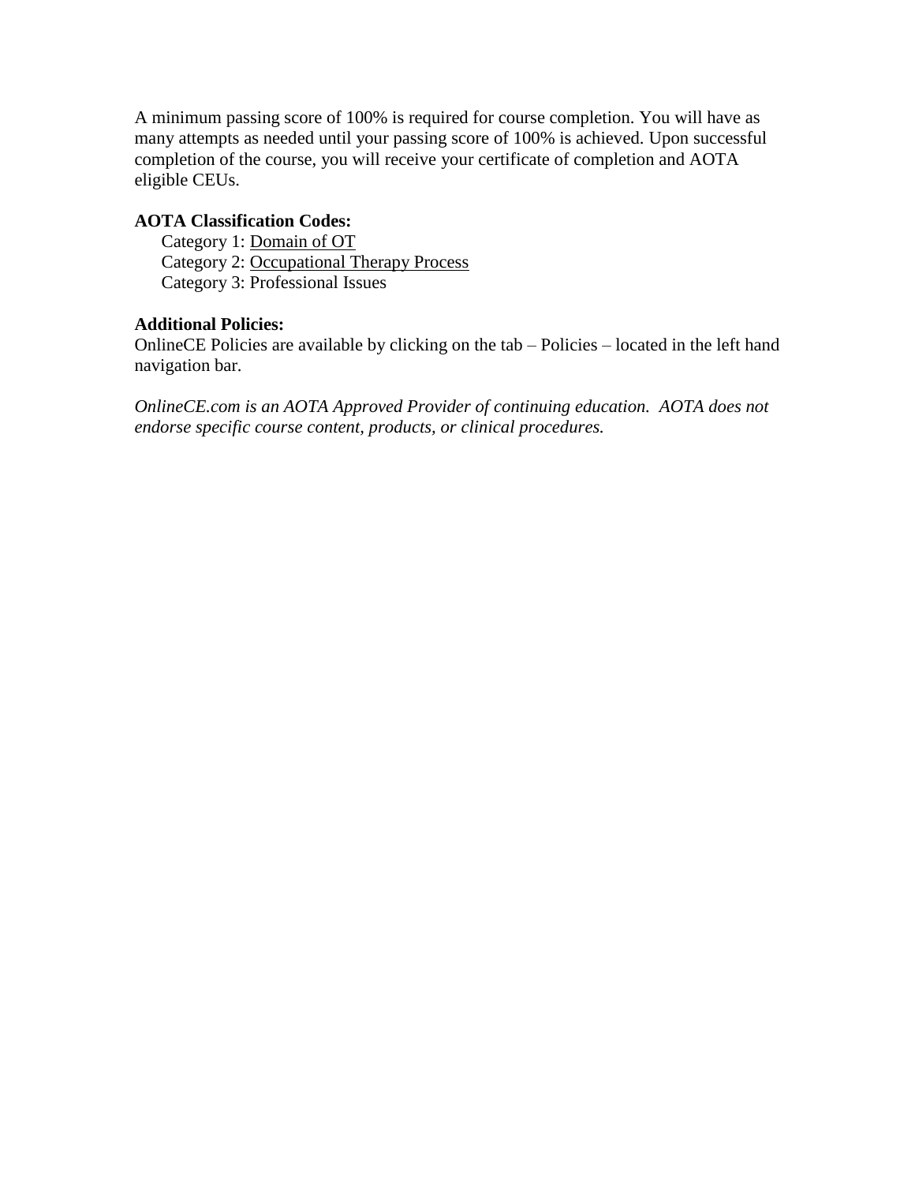A minimum passing score of 100% is required for course completion. You will have as many attempts as needed until your passing score of 100% is achieved. Upon successful completion of the course, you will receive your certificate of completion and AOTA eligible CEUs.

**AOTA Classification Codes:**

Category 1: Domain of OT
Category 2: Occupational Therapy Process
Category 3: Professional Issues

**Additional Policies:**

OnlineCE Policies are available by clicking on the tab – Policies – located in the left hand navigation bar.

*OnlineCE.com is an AOTA Approved Provider of continuing education. AOTA does not endorse specific course content, products, or clinical procedures.*